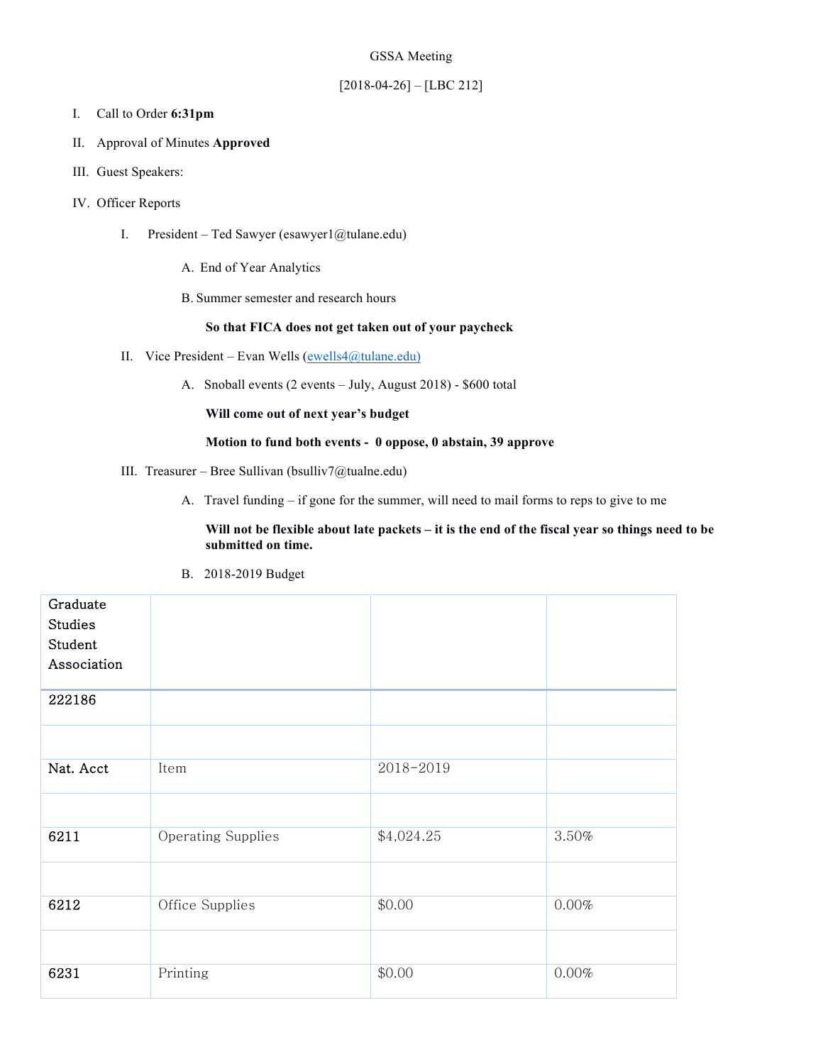GSSA Meeting

[2018-04-26] – [LBC 212]

I. Call to Order **6:31pm**

II. Approval of Minutes **Approved**

III. Guest Speakers:

IV. Officer Reports

  I. President – Ted Sawyer (esawyer1@tulane.edu)

    A. End of Year Analytics

    B. Summer semester and research hours

      **So that FICA does not get taken out of your paycheck**

  II. Vice President – Evan Wells (ewells4@tulane.edu)

    A. Snoball events (2 events – July, August 2018) - $600 total

      **Will come out of next year's budget**

      **Motion to fund both events - 0 oppose, 0 abstain, 39 approve**

  III. Treasurer – Bree Sullivan (bsulliv7@tualne.edu)

    A. Travel funding – if gone for the summer, will need to mail forms to reps to give to me

      **Will not be flexible about late packets – it is the end of the fiscal year so things need to be submitted on time.**

    B. 2018-2019 Budget

| Graduate Studies Student Association | | | |
|---|---|---|---|
| 222186 | | | |
| | | | |
| Nat. Acct | Item | 2018-2019 | |
| | | | |
| 6211 | Operating Supplies | $4,024.25 | 3.50% |
| | | | |
| 6212 | Office Supplies | $0.00 | 0.00% |
| | | | |
| 6231 | Printing | $0.00 | 0.00% |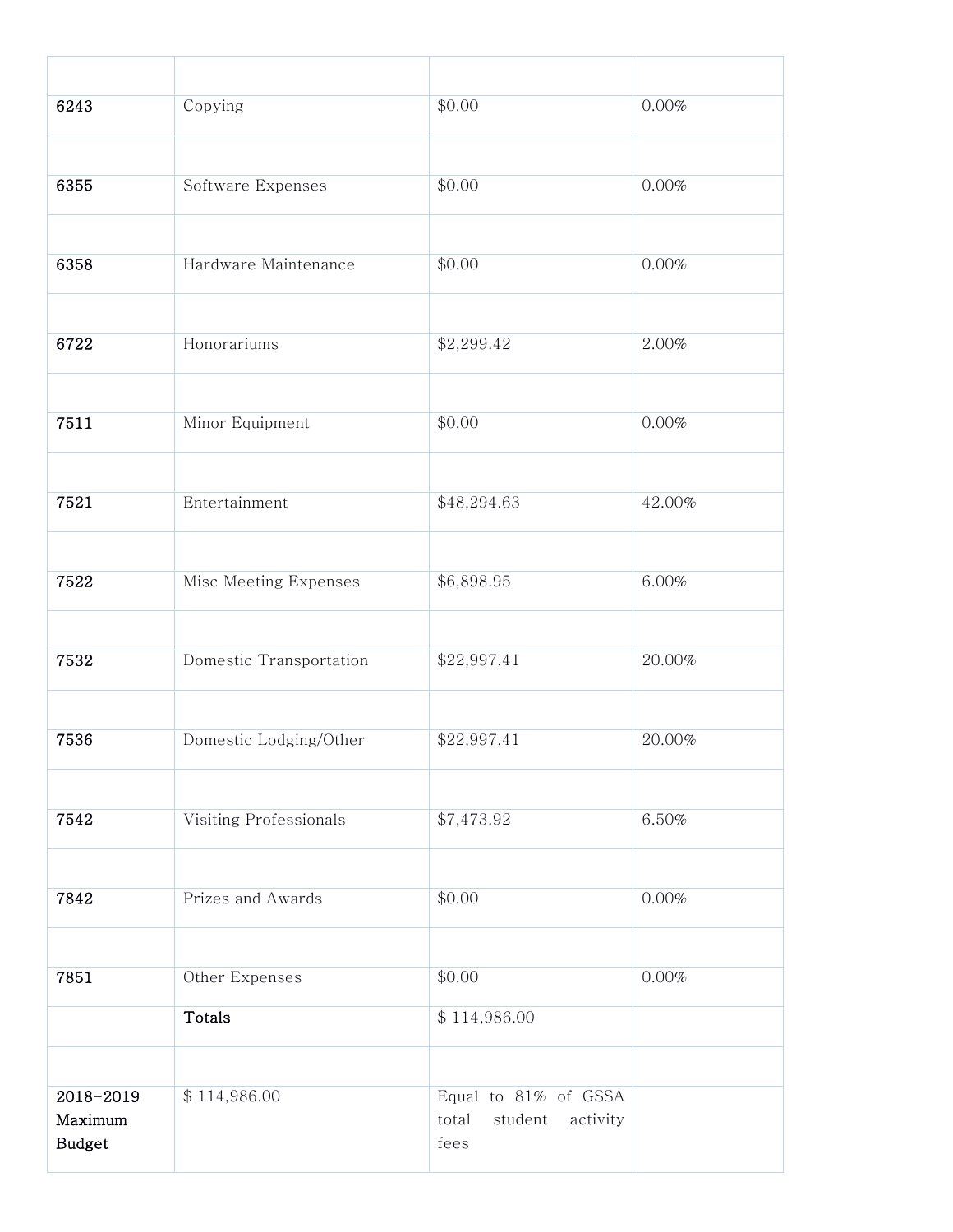| | | | |
|---|---|---|---|
| 6243 | Copying | $0.00 | 0.00% |
| | | | |
| 6355 | Software Expenses | $0.00 | 0.00% |
| | | | |
| 6358 | Hardware Maintenance | $0.00 | 0.00% |
| | | | |
| 6722 | Honorariums | $2,299.42 | 2.00% |
| | | | |
| 7511 | Minor Equipment | $0.00 | 0.00% |
| | | | |
| 7521 | Entertainment | $48,294.63 | 42.00% |
| | | | |
| 7522 | Misc Meeting Expenses | $6,898.95 | 6.00% |
| | | | |
| 7532 | Domestic Transportation | $22,997.41 | 20.00% |
| | | | |
| 7536 | Domestic Lodging/Other | $22,997.41 | 20.00% |
| | | | |
| 7542 | Visiting Professionals | $7,473.92 | 6.50% |
| | | | |
| 7842 | Prizes and Awards | $0.00 | 0.00% |
| | | | |
| 7851 | Other Expenses | $0.00 | 0.00% |
| | **Totals** | $ 114,986.00 | |
| | | | |
| **2018-2019 Maximum Budget** | $ 114,986.00 | Equal to 81% of GSSA total student activity fees | |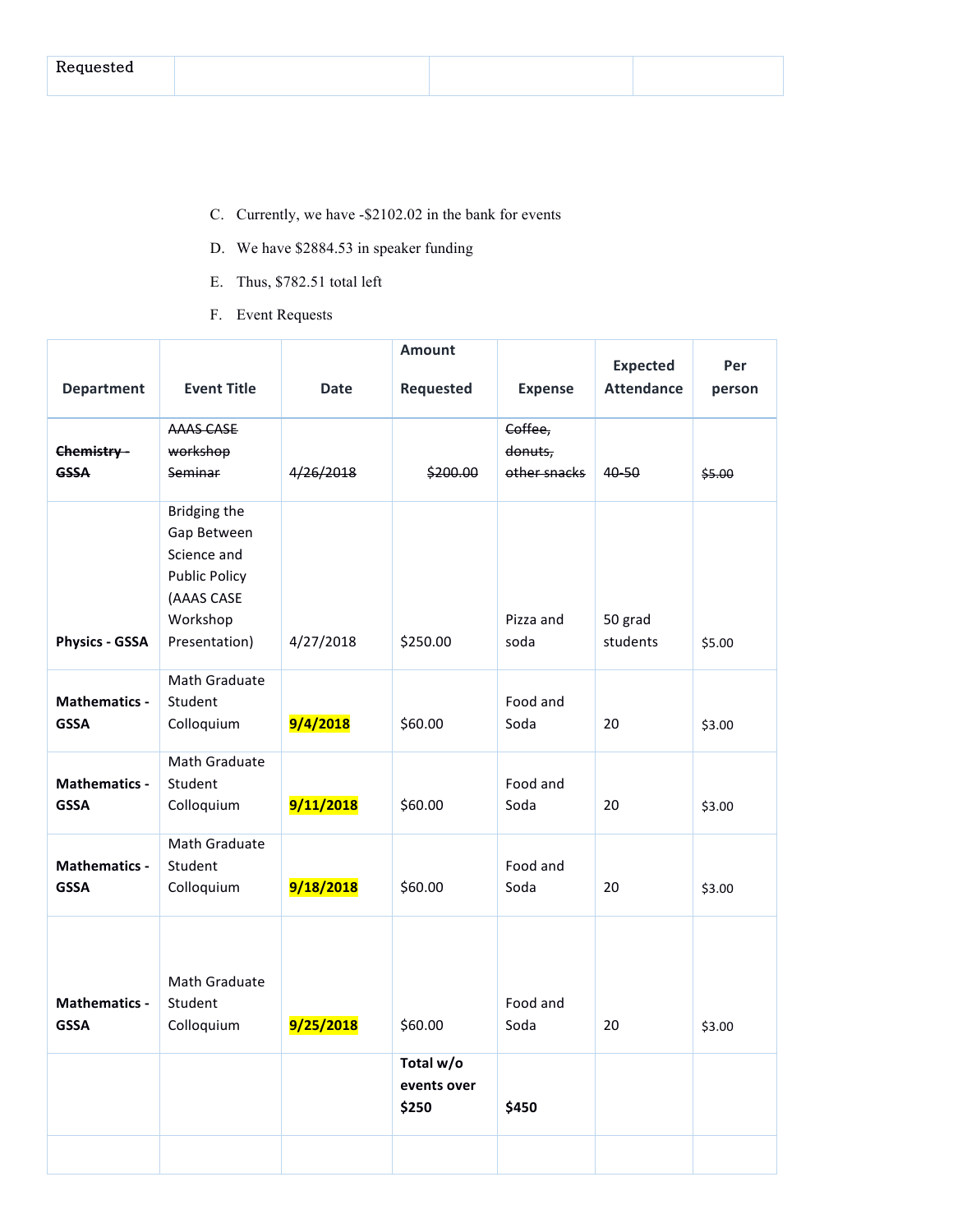| Requested | | | |
|---|---|---|---|

C. Currently, we have -$2102.02 in the bank for events

D. We have $2884.53 in speaker funding

E. Thus, $782.51 total left

F. Event Requests

| Department | Event Title | Date | Amount Requested | Expense | Expected Attendance | Per person |
|---|---|---|---|---|---|---|
| ~~**Chemistry - GSSA**~~ | ~~AAAS CASE workshop Seminar~~ | ~~4/26/2018~~ | ~~$200.00~~ | ~~Coffee, donuts, other snacks~~ | ~~40-50~~ | ~~$5.00~~ |
| **Physics - GSSA** | Bridging the Gap Between Science and Public Policy (AAAS CASE Workshop Presentation) | 4/27/2018 | $250.00 | Pizza and soda | 50 grad students | $5.00 |
| **Mathematics - GSSA** | Math Graduate Student Colloquium | **9/4/2018** | $60.00 | Food and Soda | 20 | $3.00 |
| **Mathematics - GSSA** | Math Graduate Student Colloquium | **9/11/2018** | $60.00 | Food and Soda | 20 | $3.00 |
| **Mathematics - GSSA** | Math Graduate Student Colloquium | **9/18/2018** | $60.00 | Food and Soda | 20 | $3.00 |
| **Mathematics - GSSA** | Math Graduate Student Colloquium | **9/25/2018** | $60.00 | Food and Soda | 20 | $3.00 |
| | | | **Total w/o events over $250** | **$450** | | |
| | | | | | | |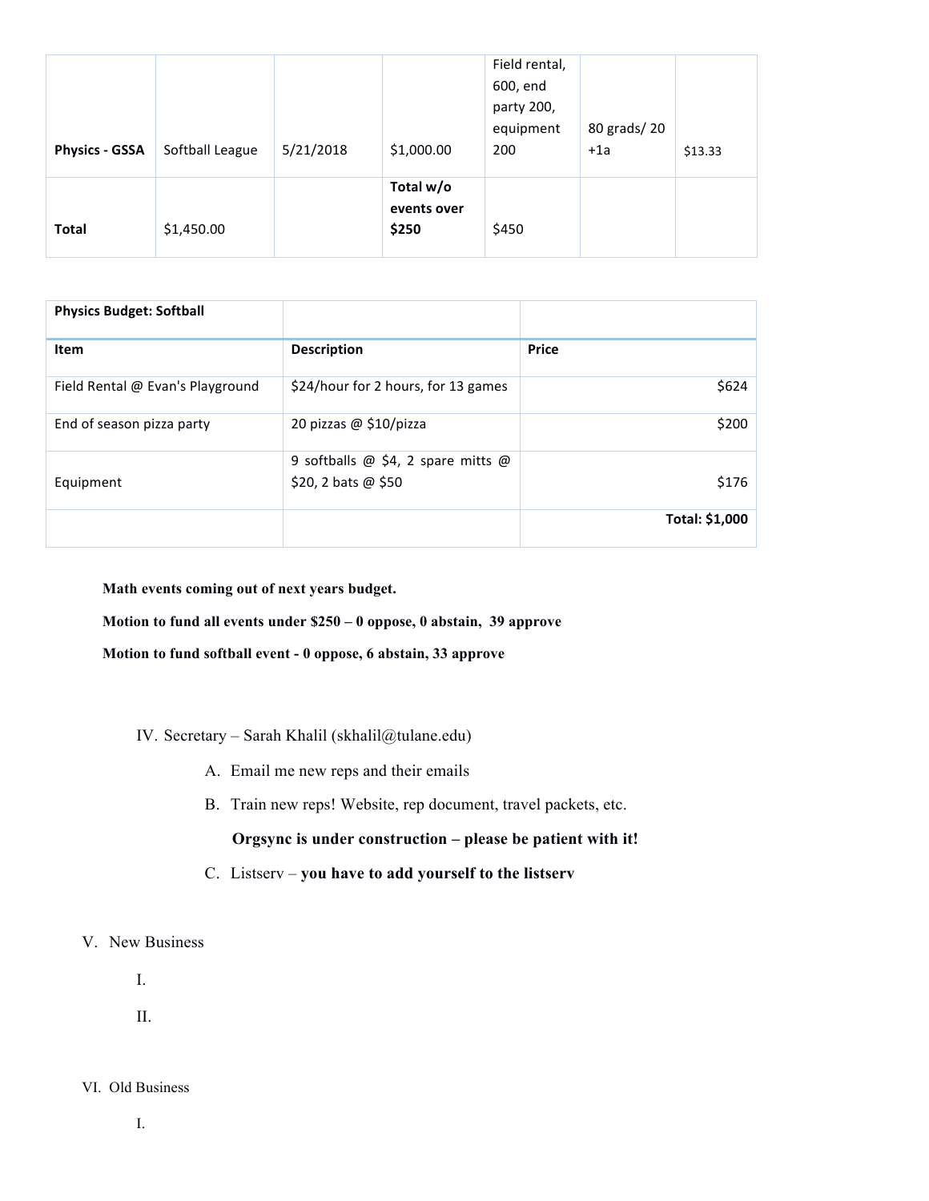| | | | | | | |
|---|---|---|---|---|---|---|
| **Physics - GSSA** | Softball League | 5/21/2018 | $1,000.00 | Field rental, 600, end party 200, equipment 200 | 80 grads/ 20 +1a | $13.33 |
| **Total** | $1,450.00 | | **Total w/o events over $250** | $450 | | |

| **Physics Budget: Softball** | | |
|---|---|---|
| **Item** | **Description** | **Price** |
| Field Rental @ Evan's Playground | $24/hour for 2 hours, for 13 games | $624 |
| End of season pizza party | 20 pizzas @ $10/pizza | $200 |
| Equipment | 9 softballs @ $4, 2 spare mitts @ $20, 2 bats @ $50 | $176 |
| | | **Total: $1,000** |

**Math events coming out of next years budget.**

**Motion to fund all events under $250 – 0 oppose, 0 abstain, 39 approve**

**Motion to fund softball event - 0 oppose, 6 abstain, 33 approve**

IV. Secretary – Sarah Khalil (skhalil@tulane.edu)

A. Email me new reps and their emails

B. Train new reps! Website, rep document, travel packets, etc.

**Orgsync is under construction – please be patient with it!**

C. Listserv – **you have to add yourself to the listserv**

V. New Business

I.

II.

VI. Old Business

I.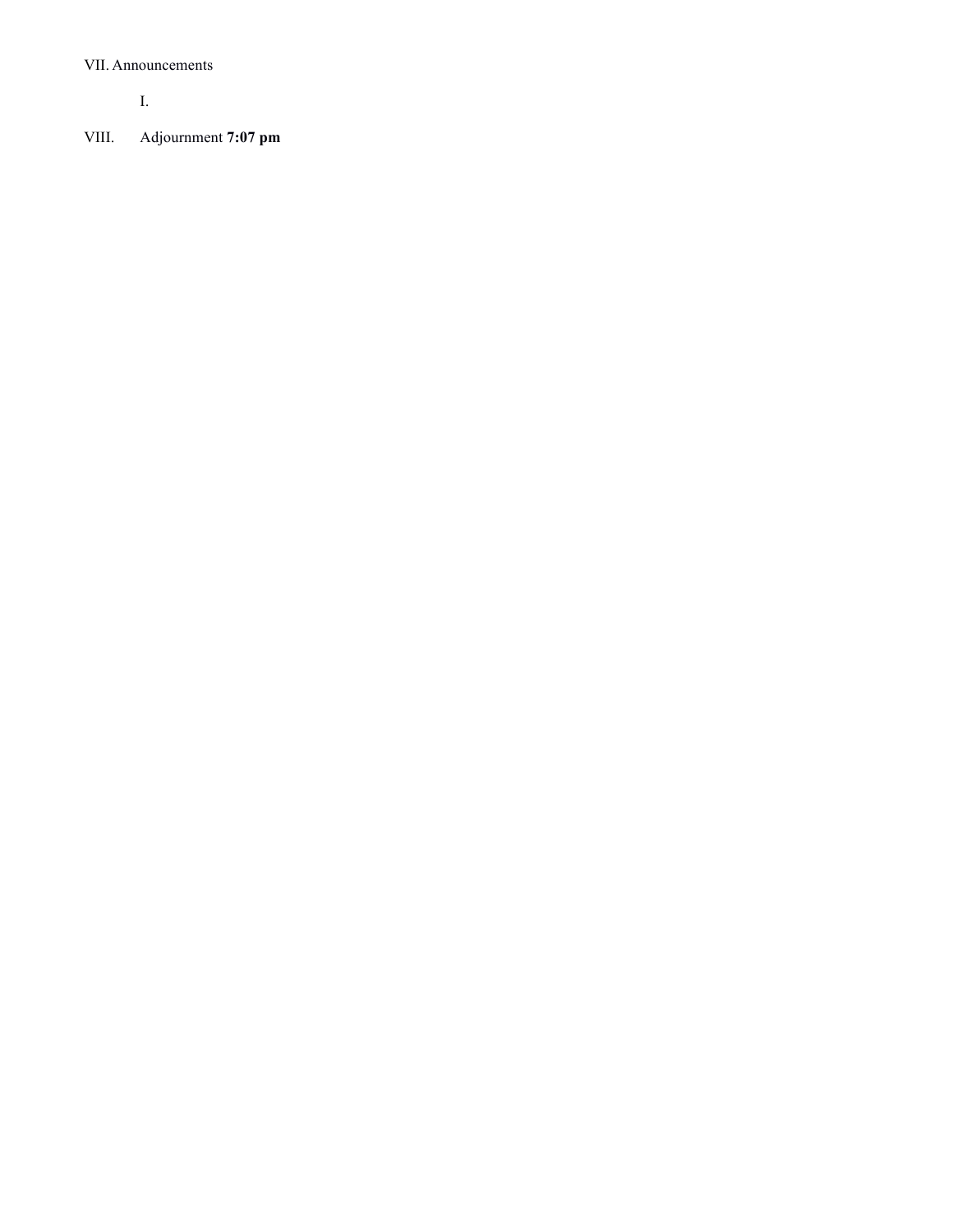VII. Announcements

I.

VIII. Adjournment **7:07 pm**